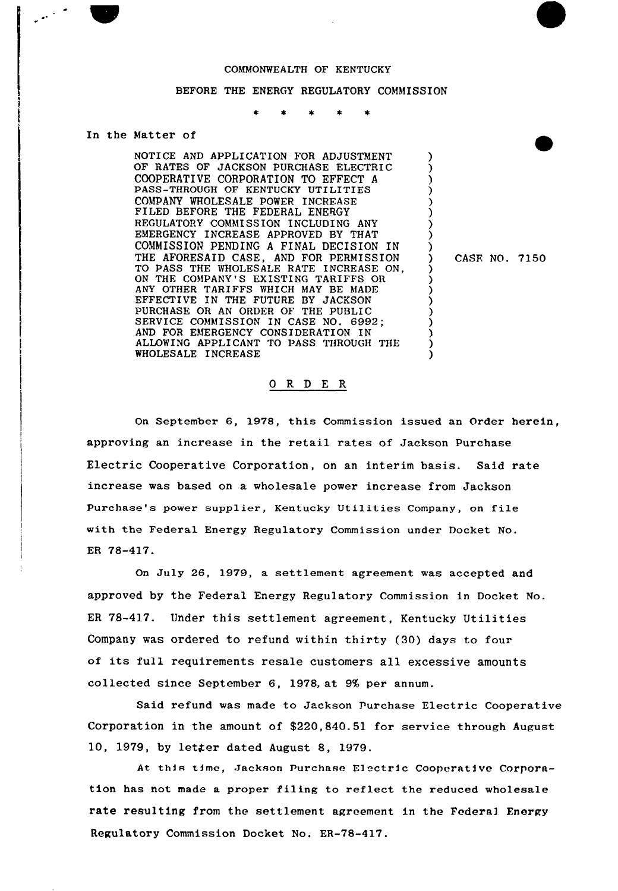COMMONWEALTH OF KENTUCKY

BEFORE THE ENERGY REGULATORY COMMISSION

\* \* \* \* \*

In the Matter of

NOTICE AND APPLICATION FOR ADJUSTMENT OF RATES OF JACKSON PURCHASE ELECTRIC COOPERATIVE CORPORATION TO EFFECT A PASS-THROUGH OF KENTUCKY UTILITIES COMPANY WHOLESALE POWER INCREASE FILED BEFORE THE FEDERAL ENERGY REGULATORY COMMISSION INCLUDING ANY EMERGENCY INCREASE APPROVED BY THAT COMMISSION PENDING A FINAL DECISION IN THE AFORESAID CASE, AND FOR PERMISSION TO PASS THE WHOLESALE RATE INCREASE ON, ON THE COMPANY'S EXISTING TARIFFS OR ANY OTHER TARIFFS WHICH MAY BE MADE EFFECTIVE IN THE FUTURE BY JACKSON PURCHASE OR AN ORDER OF THE PUBLIC SERVICE COMMISSION IN CASE NO. 6992; AND FOR EMERGENCY CONSIDERATION IN ALLOWING APPLICANT TO PASS THROUGH THE WHOLESALE INCREASE ) CASE NO. 7150

## O R D E R

On September 6, 1978, this Commission issued an Order herein, approving an increase in the retail rates of Jackson Purchase Electric Cooperative Corporation, on an interim basis. Said rate increase was based on a wholesale power increase from Jackson Purchase's power supplier, Kentucky Utilities Company, on file with the Federal Energy Regulatory Commission under Docket No. ER 78-417.

On July 26, 1979, a settlement agreement was accepted and approved by the Federal Energy Regulatory Commission in Docket No. ER 78-417. Under this settlement agreement, Kentucky Utilities Company was ordered to refund within thirty (30) days to four of its full requirements resale customers all excessive amounts collected since September 6, 1978, at 9% per annum.

Said refund was made to Jackson Purchase Electric Cooperative Corporation in the amount of $220,840.51 for service through August 10, 1979, by letter dated August 8, 1979.

At this time, Jackson Purchase Electric Cooperative Corporation has not made a proper filing to reflect the reduced wholesale rate resulting from the settlement agreement in the Federal Energy Regulatory Commission Docket No. ER-78-417.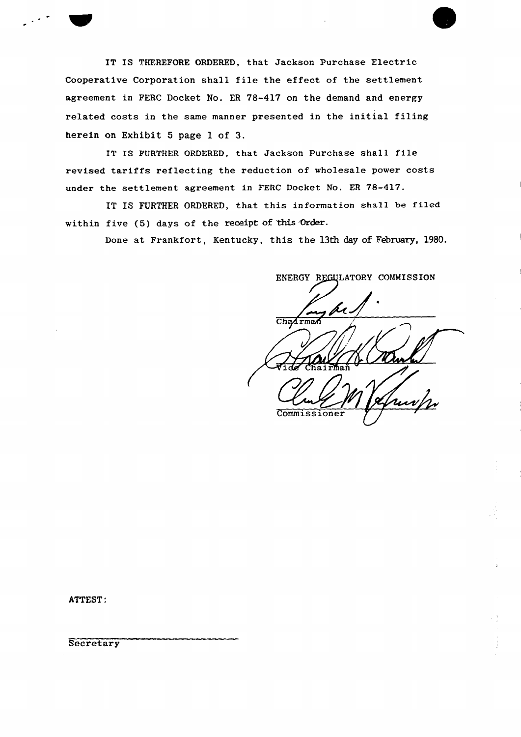IT IS THEREFORE ORDERED, that Jackson Purchase Electric Cooperative Corporation shall file the effect of the settlement agreement in FERC Docket No. ER 78-417 on the demand and energy related costs in the same manner presented in the initial filing herein on Exhibit 5 page 1 of 3.

IT IS FURTHER ORDERED, that Jackson Purchase shall file revised tariffs reflecting the reduction of wholesale power costs under the settlement agreement in FERC Docket No. ER 78-417.

IT IS FURTHER ORDERED, that this information shall be filed within five (5) days of the receipt of this Order.

Done at Frankfort, Kentucky, this the 13th day of February, 1980.

ENERGY REGULATORY COMMISSION

Chairman

Vice Chairman

Commissioner

ATTEST:

Secretary